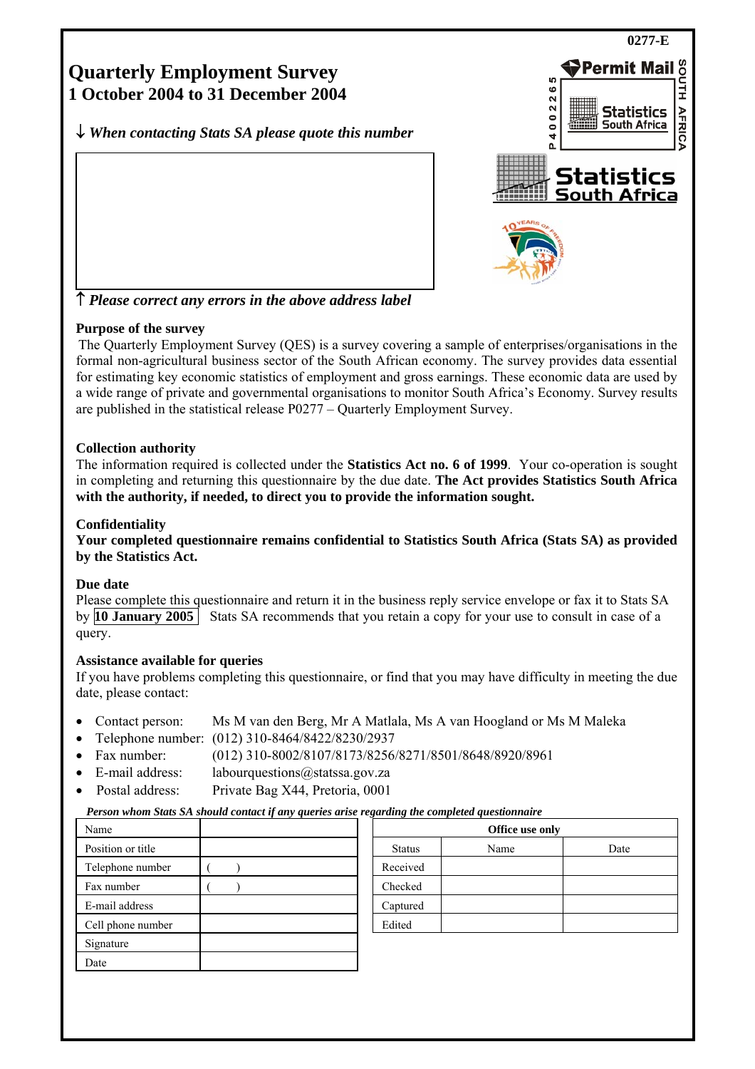0277-E

# Quarterly Employment Survey
## 1 October 2004 to 31 December 2004

↓ *When contacting Stats SA please quote this number*

↑ *Please correct any errors in the above address label*

Permit Mail

P 4 0 0 2 2 6 5

Statistics South Africa

SOUTH AFRICA

Statistics South Africa

### Purpose of the survey

The Quarterly Employment Survey (QES) is a survey covering a sample of enterprises/organisations in the formal non-agricultural business sector of the South African economy. The survey provides data essential for estimating key economic statistics of employment and gross earnings. These economic data are used by a wide range of private and governmental organisations to monitor South Africa's Economy. Survey results are published in the statistical release P0277 – Quarterly Employment Survey.

### Collection authority

The information required is collected under the **Statistics Act no. 6 of 1999**. Your co-operation is sought in completing and returning this questionnaire by the due date. **The Act provides Statistics South Africa with the authority, if needed, to direct you to provide the information sought.**

### Confidentiality

**Your completed questionnaire remains confidential to Statistics South Africa (Stats SA) as provided by the Statistics Act.**

### Due date

Please complete this questionnaire and return it in the business reply service envelope or fax it to Stats SA by **10 January 2005** Stats SA recommends that you retain a copy for your use to consult in case of a query.

### Assistance available for queries

If you have problems completing this questionnaire, or find that you may have difficulty in meeting the due date, please contact:

- Contact person: Ms M van den Berg, Mr A Matlala, Ms A van Hoogland or Ms M Maleka
- Telephone number: (012) 310-8464/8422/8230/2937
- Fax number: (012) 310-8002/8107/8173/8256/8271/8501/8648/8920/8961
- E-mail address: labourquestions@statssa.gov.za
- Postal address: Private Bag X44, Pretoria, 0001

***Person whom Stats SA should contact if any queries arise regarding the completed questionnaire***

| Name | |
|---|---|
| Position or title | |
| Telephone number | ( ) |
| Fax number | ( ) |
| E-mail address | |
| Cell phone number | |
| Signature | |
| Date | |

| Office use only | | |
|---|---|---|
| Status | Name | Date |
| Received | | |
| Checked | | |
| Captured | | |
| Edited | | |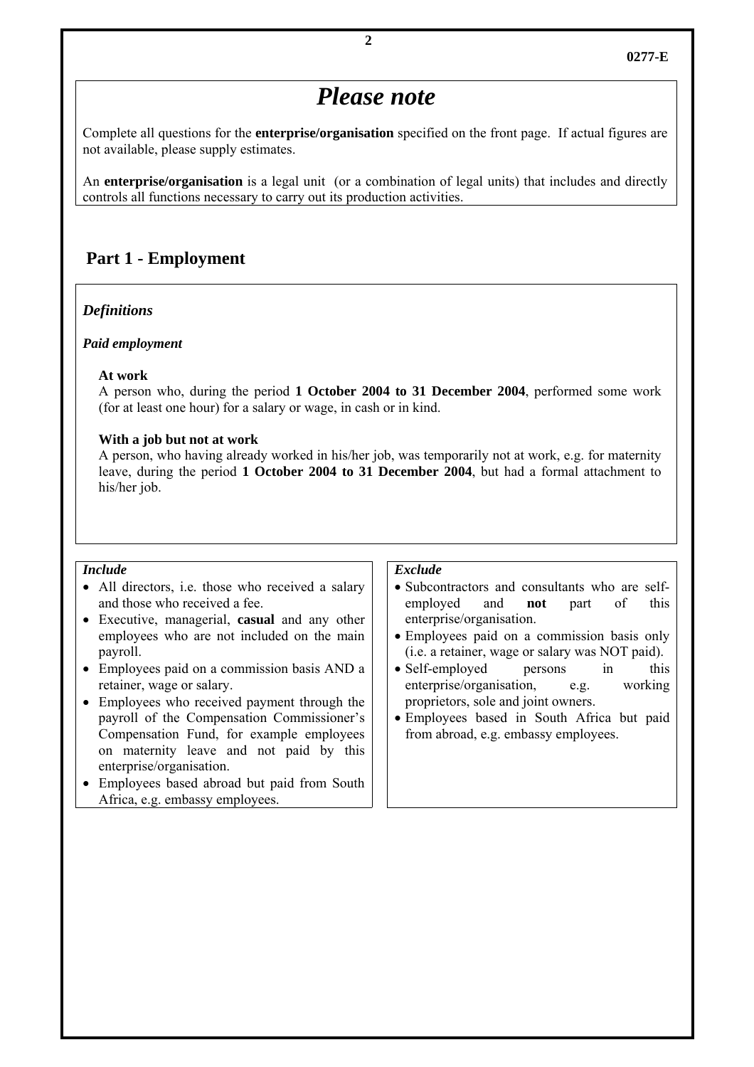# *Please note*

Complete all questions for the **enterprise/organisation** specified on the front page. If actual figures are not available, please supply estimates.

An **enterprise/organisation** is a legal unit (or a combination of legal units) that includes and directly controls all functions necessary to carry out its production activities.

## Part 1 - Employment

### *Definitions*

***Paid employment***

**At work**
A person who, during the period **1 October 2004 to 31 December 2004**, performed some work (for at least one hour) for a salary or wage, in cash or in kind.

**With a job but not at work**
A person, who having already worked in his/her job, was temporarily not at work, e.g. for maternity leave, during the period **1 October 2004 to 31 December 2004**, but had a formal attachment to his/her job.

***Include***

- All directors, i.e. those who received a salary and those who received a fee.
- Executive, managerial, **casual** and any other employees who are not included on the main payroll.
- Employees paid on a commission basis AND a retainer, wage or salary.
- Employees who received payment through the payroll of the Compensation Commissioner's Compensation Fund, for example employees on maternity leave and not paid by this enterprise/organisation.
- Employees based abroad but paid from South Africa, e.g. embassy employees.

***Exclude***

- Subcontractors and consultants who are self-employed and **not** part of this enterprise/organisation.
- Employees paid on a commission basis only (i.e. a retainer, wage or salary was NOT paid).
- Self-employed persons in this enterprise/organisation, e.g. working proprietors, sole and joint owners.
- Employees based in South Africa but paid from abroad, e.g. embassy employees.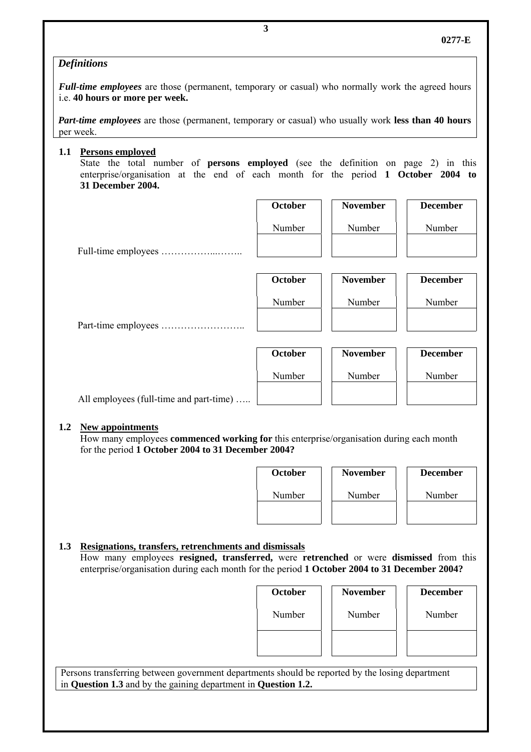*Definitions*

***Full-time employees*** are those (permanent, temporary or casual) who normally work the agreed hours i.e. **40 hours or more per week.**

***Part-time employees*** are those (permanent, temporary or casual) who usually work **less than 40 hours** per week.

**1.1 Persons employed**

State the total number of **persons employed** (see the definition on page 2) in this enterprise/organisation at the end of each month for the period **1 October 2004 to 31 December 2004.**

| | October | November | December |
|---|---|---|---|
| | Number | Number | Number |
| Full-time employees ……………...…….. | | | |
| Part-time employees …………………….. | | | |
| All employees (full-time and part-time) ….. | | | |

**1.2 New appointments**

How many employees **commenced working for** this enterprise/organisation during each month for the period **1 October 2004 to 31 December 2004?**

| October | November | December |
|---|---|---|
| Number | Number | Number |
| | | |

**1.3 Resignations, transfers, retrenchments and dismissals**

How many employees **resigned, transferred,** were **retrenched** or were **dismissed** from this enterprise/organisation during each month for the period **1 October 2004 to 31 December 2004?**

| October | November | December |
|---|---|---|
| Number | Number | Number |
| | | |

Persons transferring between government departments should be reported by the losing department in **Question 1.3** and by the gaining department in **Question 1.2.**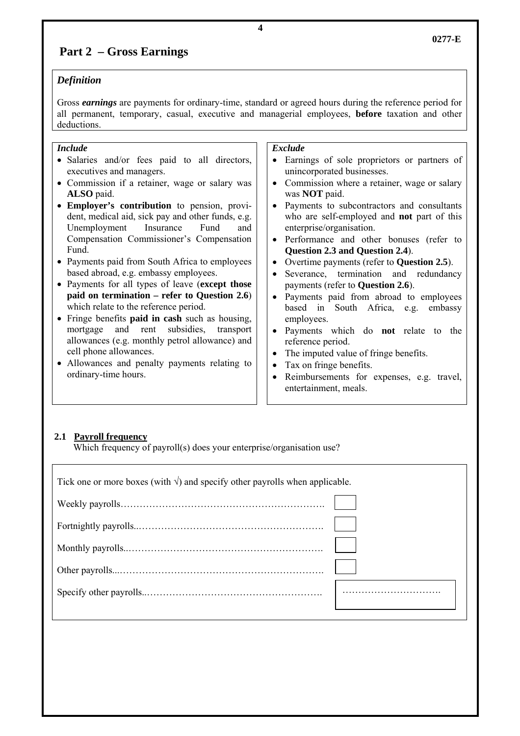## Part 2 – Gross Earnings

### *Definition*

Gross ***earnings*** are payments for ordinary-time, standard or agreed hours during the reference period for all permanent, temporary, casual, executive and managerial employees, **before** taxation and other deductions.

***Include***

- Salaries and/or fees paid to all directors, executives and managers.
- Commission if a retainer, wage or salary was **ALSO** paid.
- **Employer's contribution** to pension, provident, medical aid, sick pay and other funds, e.g. Unemployment Insurance Fund and Compensation Commissioner's Compensation Fund.
- Payments paid from South Africa to employees based abroad, e.g. embassy employees.
- Payments for all types of leave (**except those paid on termination – refer to Question 2.6**) which relate to the reference period.
- Fringe benefits **paid in cash** such as housing, mortgage and rent subsidies, transport allowances (e.g. monthly petrol allowance) and cell phone allowances.
- Allowances and penalty payments relating to ordinary-time hours.

***Exclude***

- Earnings of sole proprietors or partners of unincorporated businesses.
- Commission where a retainer, wage or salary was **NOT** paid.
- Payments to subcontractors and consultants who are self-employed and **not** part of this enterprise/organisation.
- Performance and other bonuses (refer to **Question 2.3 and Question 2.4**).
- Overtime payments (refer to **Question 2.5**).
- Severance, termination and redundancy payments (refer to **Question 2.6**).
- Payments paid from abroad to employees based in South Africa, e.g. embassy employees.
- Payments which do **not** relate to the reference period.
- The imputed value of fringe benefits.
- Tax on fringe benefits.
- Reimbursements for expenses, e.g. travel, entertainment, meals.

**2.1 Payroll frequency**

Which frequency of payroll(s) does your enterprise/organisation use?

Tick one or more boxes (with √) and specify other payrolls when applicable.

| | |
|---|---|
| Weekly payrolls……………………………………………………… | ☐ |
| Fortnightly payrolls..………………………………………………… | ☐ |
| Monthly payrolls..…………………………………………………… | ☐ |
| Other payrolls...……………………………………………………… | ☐ |
| Specify other payrolls..……………………………………………… | …………………………. |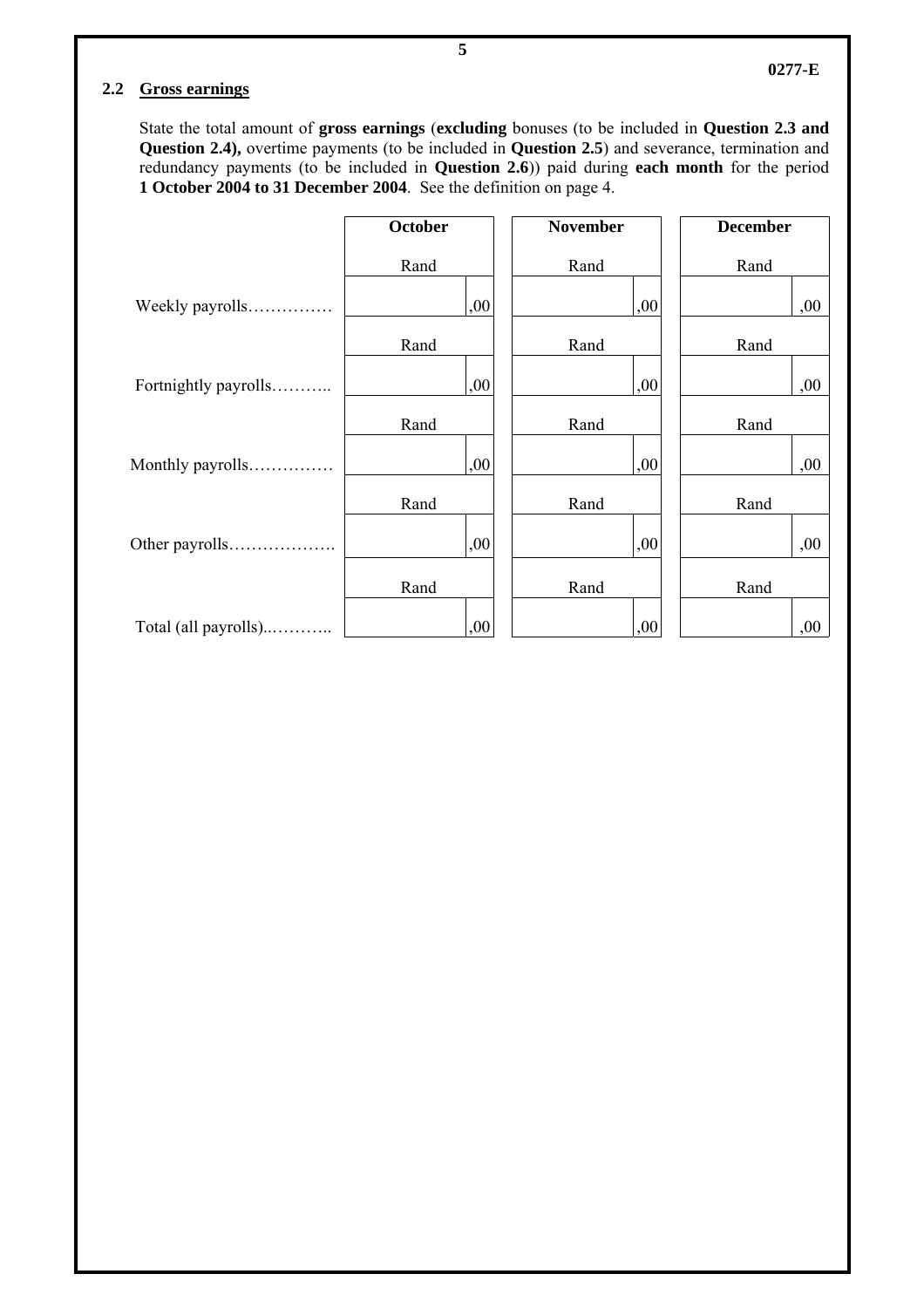## 2.2 Gross earnings

State the total amount of **gross earnings** (**excluding** bonuses (to be included in **Question 2.3 and Question 2.4),** overtime payments (to be included in **Question 2.5**) and severance, termination and redundancy payments (to be included in **Question 2.6**)) paid during **each month** for the period **1 October 2004 to 31 December 2004**. See the definition on page 4.

| | **October** | **November** | **December** |
|---|---|---|---|
| | Rand | Rand | Rand |
| Weekly payrolls…………… | ,00 | ,00 | ,00 |
| | Rand | Rand | Rand |
| Fortnightly payrolls……….. | ,00 | ,00 | ,00 |
| | Rand | Rand | Rand |
| Monthly payrolls…………… | ,00 | ,00 | ,00 |
| | Rand | Rand | Rand |
| Other payrolls………………. | ,00 | ,00 | ,00 |
| | Rand | Rand | Rand |
| Total (all payrolls)..……….. | ,00 | ,00 | ,00 |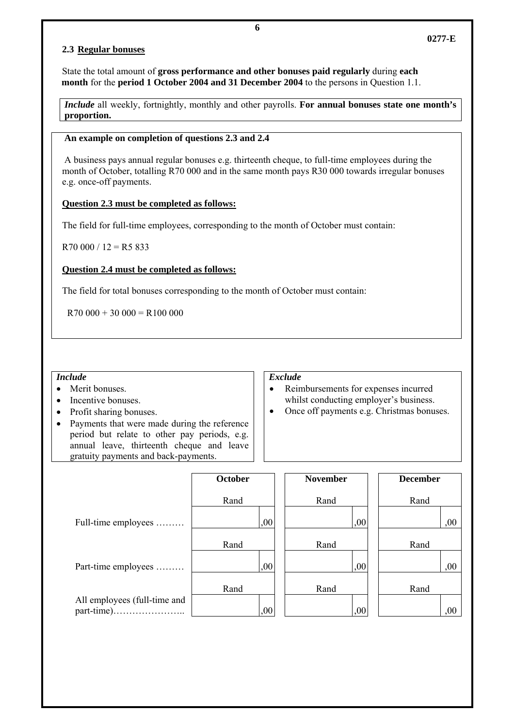**0277-E**

### 2.3 Regular bonuses

State the total amount of **gross performance and other bonuses paid regularly** during **each month** for the **period 1 October 2004 and 31 December 2004** to the persons in Question 1.1.

*Include* all weekly, fortnightly, monthly and other payrolls. **For annual bonuses state one month's proportion.**

**An example on completion of questions 2.3 and 2.4**

A business pays annual regular bonuses e.g. thirteenth cheque, to full-time employees during the month of October, totalling R70 000 and in the same month pays R30 000 towards irregular bonuses e.g. once-off payments.

**Question 2.3 must be completed as follows:**

The field for full-time employees, corresponding to the month of October must contain:

R70 000 / 12 = R5 833

**Question 2.4 must be completed as follows:**

The field for total bonuses corresponding to the month of October must contain:

R70 000 + 30 000 = R100 000

***Include***

- Merit bonuses.
- Incentive bonuses.
- Profit sharing bonuses.
- Payments that were made during the reference period but relate to other pay periods, e.g. annual leave, thirteenth cheque and leave gratuity payments and back-payments.

***Exclude***

- Reimbursements for expenses incurred whilst conducting employer's business.
- Once off payments e.g. Christmas bonuses.

| | October | November | December |
|---|---|---|---|
| | Rand | Rand | Rand |
| Full-time employees ……… | ,00 | ,00 | ,00 |
| | Rand | Rand | Rand |
| Part-time employees ……… | ,00 | ,00 | ,00 |
| | Rand | Rand | Rand |
| All employees (full-time and part-time)………………….. | ,00 | ,00 | ,00 |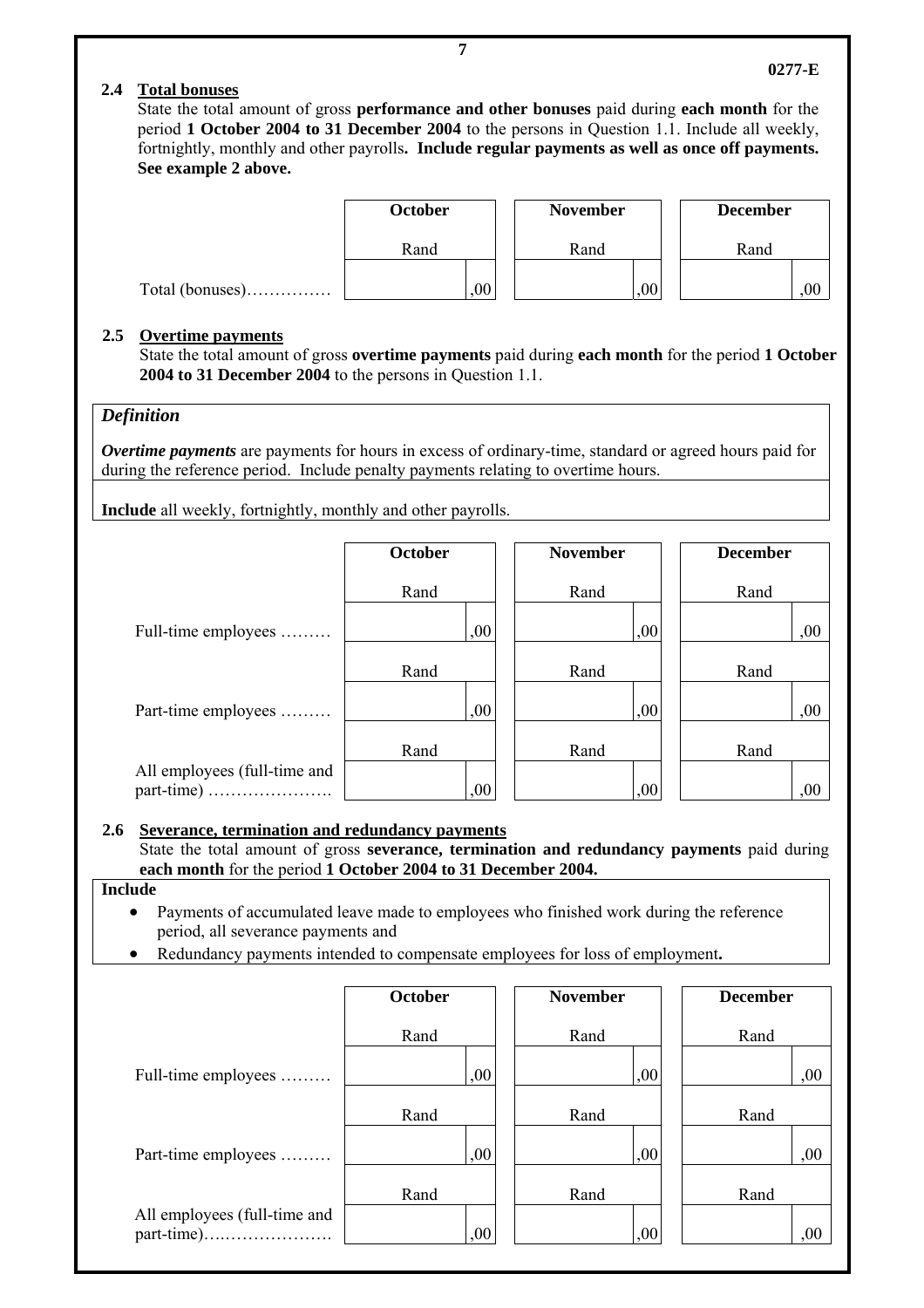### 2.4 Total bonuses

State the total amount of gross **performance and other bonuses** paid during **each month** for the period **1 October 2004 to 31 December 2004** to the persons in Question 1.1. Include all weekly, fortnightly, monthly and other payrolls**. Include regular payments as well as once off payments. See example 2 above.**

| | October | November | December |
|---|---|---|---|
| | Rand | Rand | Rand |
| Total (bonuses)…………… | ,00 | ,00 | ,00 |

### 2.5 Overtime payments

State the total amount of gross **overtime payments** paid during **each month** for the period **1 October 2004 to 31 December 2004** to the persons in Question 1.1.

***Definition***

***Overtime payments*** are payments for hours in excess of ordinary-time, standard or agreed hours paid for during the reference period. Include penalty payments relating to overtime hours.

**Include** all weekly, fortnightly, monthly and other payrolls.

| | October | November | December |
|---|---|---|---|
| | Rand | Rand | Rand |
| Full-time employees ……… | ,00 | ,00 | ,00 |
| | Rand | Rand | Rand |
| Part-time employees ……… | ,00 | ,00 | ,00 |
| | Rand | Rand | Rand |
| All employees (full-time and part-time) …………………. | ,00 | ,00 | ,00 |

### 2.6 Severance, termination and redundancy payments

State the total amount of gross **severance, termination and redundancy payments** paid during **each month** for the period **1 October 2004 to 31 December 2004.**

**Include**

- Payments of accumulated leave made to employees who finished work during the reference period, all severance payments and
- Redundancy payments intended to compensate employees for loss of employment**.**

| | October | November | December |
|---|---|---|---|
| | Rand | Rand | Rand |
| Full-time employees ……… | ,00 | ,00 | ,00 |
| | Rand | Rand | Rand |
| Part-time employees ……… | ,00 | ,00 | ,00 |
| | Rand | Rand | Rand |
| All employees (full-time and part-time)…..………………. | ,00 | ,00 | ,00 |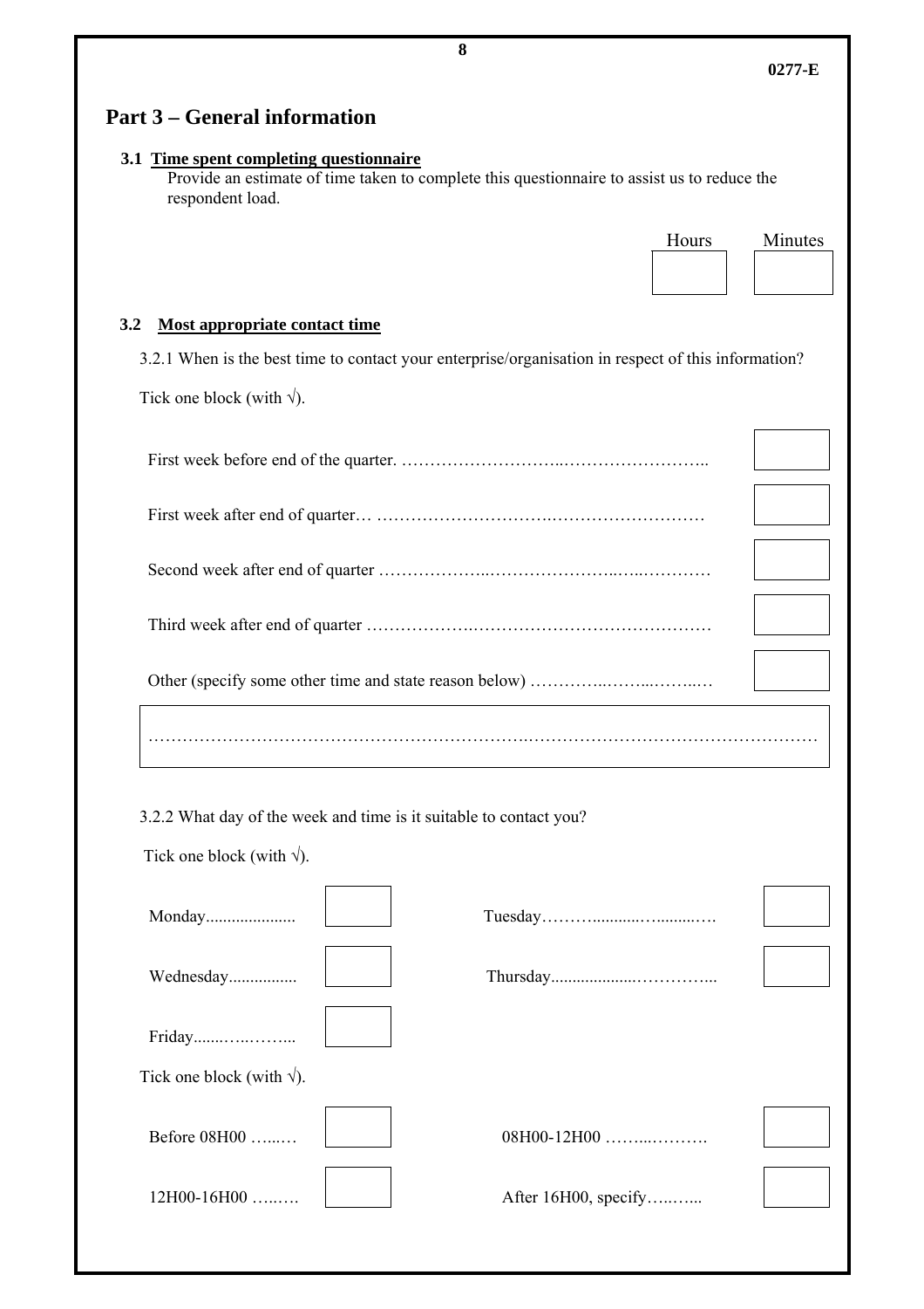## Part 3 – General information

**3.1 Time spent completing questionnaire**

Provide an estimate of time taken to complete this questionnaire to assist us to reduce the respondent load.

| Hours | Minutes |
|---|---|
| | |

**3.2 Most appropriate contact time**

3.2.1 When is the best time to contact your enterprise/organisation in respect of this information?

Tick one block (with √).

| | |
|---|---|
| First week before end of the quarter. ……………………………………………………….. | |
| First week after end of quarter… ………………………………………………………… | |
| Second week after end of quarter ……………………………………………………… | |
| Third week after end of quarter ……………………………………………………… | |
| Other (specify some other time and state reason below) …………………………… | |

…………………………………………………………………………………………………………………

3.2.2 What day of the week and time is it suitable to contact you?

Tick one block (with √).

| | | | |
|---|---|---|---|
| Monday..................... | | Tuesday………............…........…. | |
| Wednesday................ | | Thursday....................………….. | |
| Friday.......…..……... | | | |

Tick one block (with √).

| | | | |
|---|---|---|---|
| Before 08H00 …...… | | 08H00-12H00 ……...………. | |
| 12H00-16H00 …..…. | | After 16H00, specify…..…... | |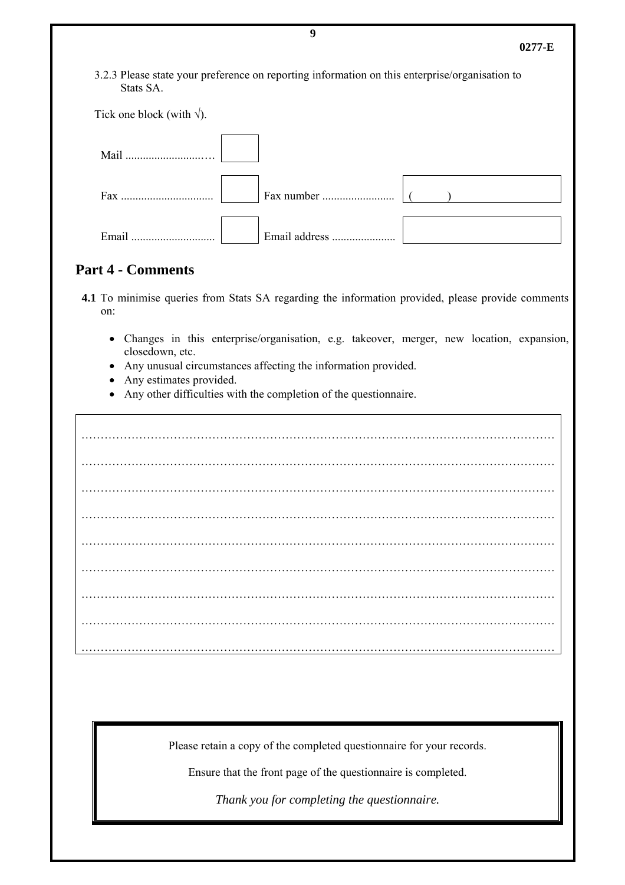3.2.3 Please state your preference on reporting information on this enterprise/organisation to Stats SA.

Tick one block (with √).

| | | | |
|---|---|---|---|
| Mail ............................ | | | |
| Fax ................................ | | Fax number ......................... | (        ) |
| Email ............................. | | Email address ...................... | |

## Part 4 - Comments

**4.1** To minimise queries from Stats SA regarding the information provided, please provide comments on:

- Changes in this enterprise/organisation, e.g. takeover, merger, new location, expansion, closedown, etc.
- Any unusual circumstances affecting the information provided.
- Any estimates provided.
- Any other difficulties with the completion of the questionnaire.

……………………………………………………………………………………………………………

……………………………………………………………………………………………………………

……………………………………………………………………………………………………………

……………………………………………………………………………………………………………

……………………………………………………………………………………………………………

……………………………………………………………………………………………………………

……………………………………………………………………………………………………………

……………………………………………………………………………………………………………

……………………………………………………………………………………………………………

Please retain a copy of the completed questionnaire for your records.

Ensure that the front page of the questionnaire is completed.

*Thank you for completing the questionnaire.*